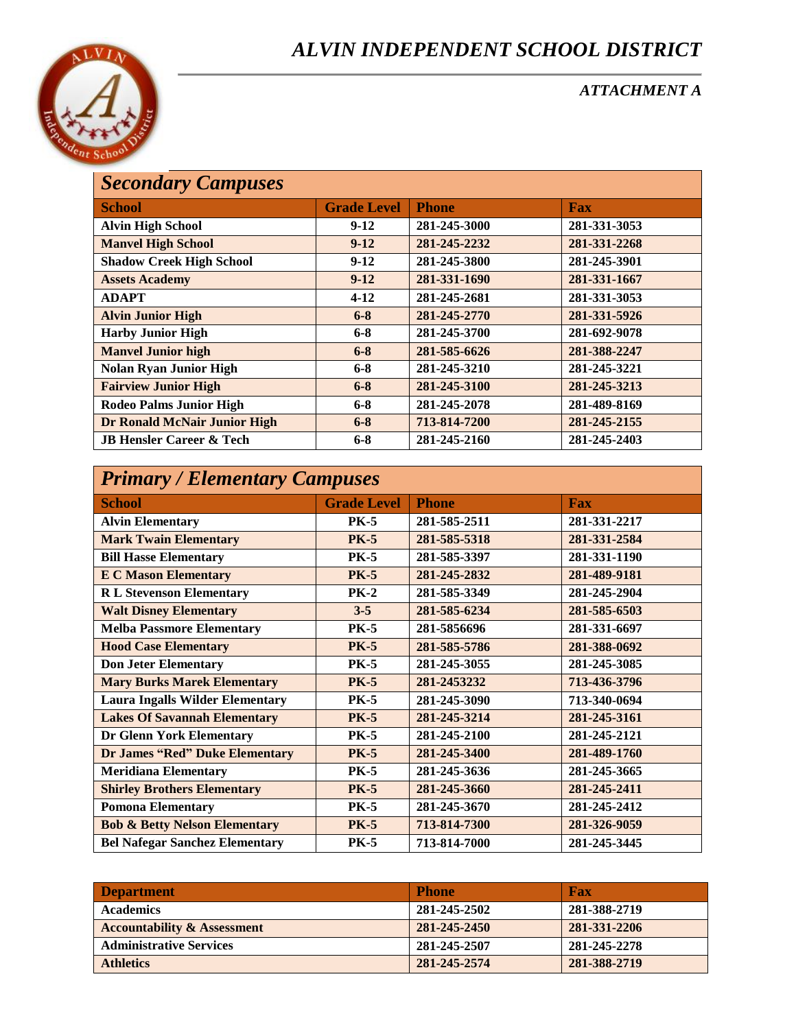# *ALVIN INDEPENDENT SCHOOL DISTRICT*

### *ATTACHMENT A*

## *Secondary Campuses*

| School | Grade Level | Phone | Fax |
|---|---|---|---|
| Alvin High School | 9-12 | 281-245-3000 | 281-331-3053 |
| Manvel High School | 9-12 | 281-245-2232 | 281-331-2268 |
| Shadow Creek High School | 9-12 | 281-245-3800 | 281-245-3901 |
| Assets Academy | 9-12 | 281-331-1690 | 281-331-1667 |
| ADAPT | 4-12 | 281-245-2681 | 281-331-3053 |
| Alvin Junior High | 6-8 | 281-245-2770 | 281-331-5926 |
| Harby Junior High | 6-8 | 281-245-3700 | 281-692-9078 |
| Manvel Junior high | 6-8 | 281-585-6626 | 281-388-2247 |
| Nolan Ryan Junior High | 6-8 | 281-245-3210 | 281-245-3221 |
| Fairview Junior High | 6-8 | 281-245-3100 | 281-245-3213 |
| Rodeo Palms Junior High | 6-8 | 281-245-2078 | 281-489-8169 |
| Dr Ronald McNair Junior High | 6-8 | 713-814-7200 | 281-245-2155 |
| JB Hensler Career & Tech | 6-8 | 281-245-2160 | 281-245-2403 |

## *Primary / Elementary Campuses*

| School | Grade Level | Phone | Fax |
|---|---|---|---|
| Alvin Elementary | PK-5 | 281-585-2511 | 281-331-2217 |
| Mark Twain Elementary | PK-5 | 281-585-5318 | 281-331-2584 |
| Bill Hasse Elementary | PK-5 | 281-585-3397 | 281-331-1190 |
| E C Mason Elementary | PK-5 | 281-245-2832 | 281-489-9181 |
| R L Stevenson Elementary | PK-2 | 281-585-3349 | 281-245-2904 |
| Walt Disney Elementary | 3-5 | 281-585-6234 | 281-585-6503 |
| Melba Passmore Elementary | PK-5 | 281-5856696 | 281-331-6697 |
| Hood Case Elementary | PK-5 | 281-585-5786 | 281-388-0692 |
| Don Jeter Elementary | PK-5 | 281-245-3055 | 281-245-3085 |
| Mary Burks Marek Elementary | PK-5 | 281-2453232 | 713-436-3796 |
| Laura Ingalls Wilder Elementary | PK-5 | 281-245-3090 | 713-340-0694 |
| Lakes Of Savannah Elementary | PK-5 | 281-245-3214 | 281-245-3161 |
| Dr Glenn York Elementary | PK-5 | 281-245-2100 | 281-245-2121 |
| Dr James "Red" Duke Elementary | PK-5 | 281-245-3400 | 281-489-1760 |
| Meridiana Elementary | PK-5 | 281-245-3636 | 281-245-3665 |
| Shirley Brothers Elementary | PK-5 | 281-245-3660 | 281-245-2411 |
| Pomona Elementary | PK-5 | 281-245-3670 | 281-245-2412 |
| Bob & Betty Nelson Elementary | PK-5 | 713-814-7300 | 281-326-9059 |
| Bel Nafegar Sanchez Elementary | PK-5 | 713-814-7000 | 281-245-3445 |

| Department | Phone | Fax |
|---|---|---|
| Academics | 281-245-2502 | 281-388-2719 |
| Accountability & Assessment | 281-245-2450 | 281-331-2206 |
| Administrative Services | 281-245-2507 | 281-245-2278 |
| Athletics | 281-245-2574 | 281-388-2719 |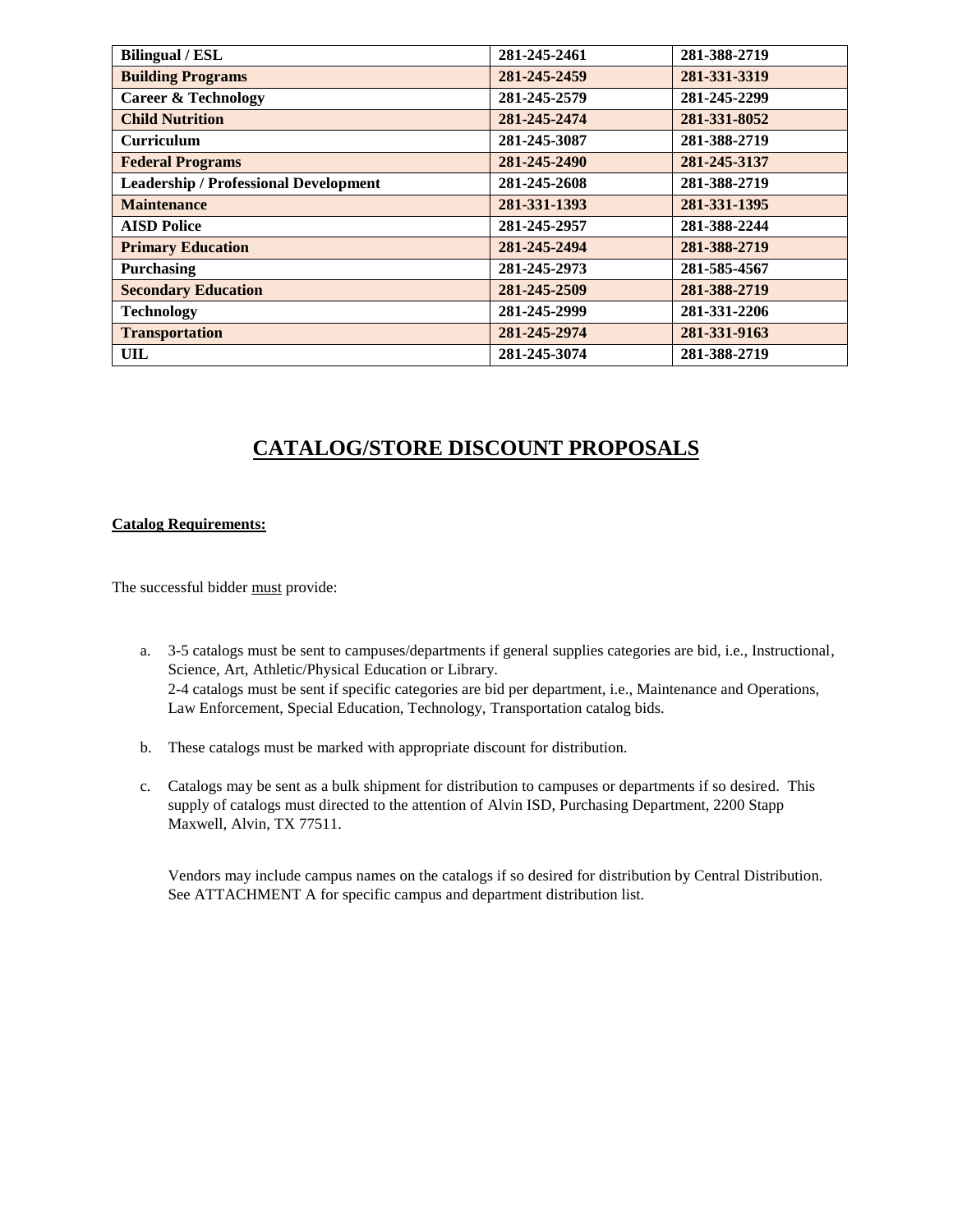| | | |
|---|---|---|
| **Bilingual / ESL** | **281-245-2461** | **281-388-2719** |
| **Building Programs** | **281-245-2459** | **281-331-3319** |
| **Career & Technology** | **281-245-2579** | **281-245-2299** |
| **Child Nutrition** | **281-245-2474** | **281-331-8052** |
| **Curriculum** | **281-245-3087** | **281-388-2719** |
| **Federal Programs** | **281-245-2490** | **281-245-3137** |
| **Leadership / Professional Development** | **281-245-2608** | **281-388-2719** |
| **Maintenance** | **281-331-1393** | **281-331-1395** |
| **AISD Police** | **281-245-2957** | **281-388-2244** |
| **Primary Education** | **281-245-2494** | **281-388-2719** |
| **Purchasing** | **281-245-2973** | **281-585-4567** |
| **Secondary Education** | **281-245-2509** | **281-388-2719** |
| **Technology** | **281-245-2999** | **281-331-2206** |
| **Transportation** | **281-245-2974** | **281-331-9163** |
| **UIL** | **281-245-3074** | **281-388-2719** |

# CATALOG/STORE DISCOUNT PROPOSALS

**Catalog Requirements:**

The successful bidder must provide:

a. 3-5 catalogs must be sent to campuses/departments if general supplies categories are bid, i.e., Instructional, Science, Art, Athletic/Physical Education or Library.
   2-4 catalogs must be sent if specific categories are bid per department, i.e., Maintenance and Operations, Law Enforcement, Special Education, Technology, Transportation catalog bids.

b. These catalogs must be marked with appropriate discount for distribution.

c. Catalogs may be sent as a bulk shipment for distribution to campuses or departments if so desired. This supply of catalogs must directed to the attention of Alvin ISD, Purchasing Department, 2200 Stapp Maxwell, Alvin, TX 77511.

   Vendors may include campus names on the catalogs if so desired for distribution by Central Distribution. See ATTACHMENT A for specific campus and department distribution list.